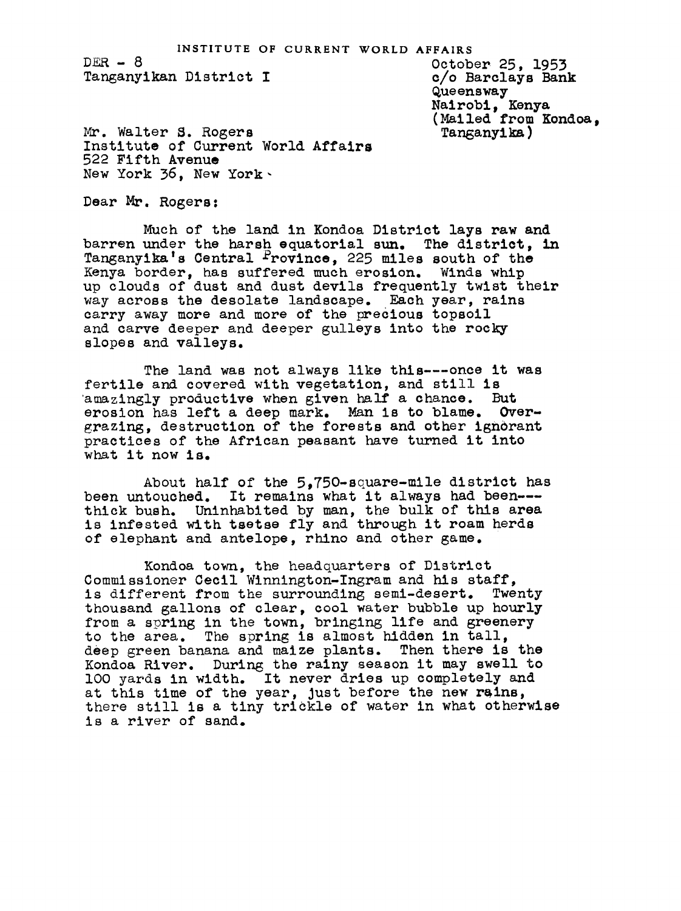INSTITUTE OF CURRENT WORLD AFFAIRS

DER - 8
Tanganyikan District I

October 25, 1953
c/o Barclays Bank
Queensway
Nairobi, Kenya
(Mailed from Kondoa, Tanganyika)

Mr. Walter S. Rogers
Institute of Current World Affairs
522 Fifth Avenue
New York 36, New York

Dear Mr. Rogers:

Much of the land in Kondoa District lays raw and barren under the harsh equatorial sun. The district, in Tanganyika's Central Province, 225 miles south of the Kenya border, has suffered much erosion. Winds whip up clouds of dust and dust devils frequently twist their way across the desolate landscape. Each year, rains carry away more and more of the precious topsoil and carve deeper and deeper gulleys into the rocky slopes and valleys.

The land was not always like this---once it was fertile and covered with vegetation, and still is amazingly productive when given half a chance. But erosion has left a deep mark. Man is to blame. Overgrazing, destruction of the forests and other ignorant practices of the African peasant have turned it into what it now is.

About half of the 5,750-square-mile district has been untouched. It remains what it always had been---thick bush. Uninhabited by man, the bulk of this area is infested with tsetse fly and through it roam herds of elephant and antelope, rhino and other game.

Kondoa town, the headquarters of District Commissioner Cecil Winnington-Ingram and his staff, is different from the surrounding semi-desert. Twenty thousand gallons of clear, cool water bubble up hourly from a spring in the town, bringing life and greenery to the area. The spring is almost hidden in tall, deep green banana and maize plants. Then there is the Kondoa River. During the rainy season it may swell to 100 yards in width. It never dries up completely and at this time of the year, just before the new rains, there still is a tiny trickle of water in what otherwise is a river of sand.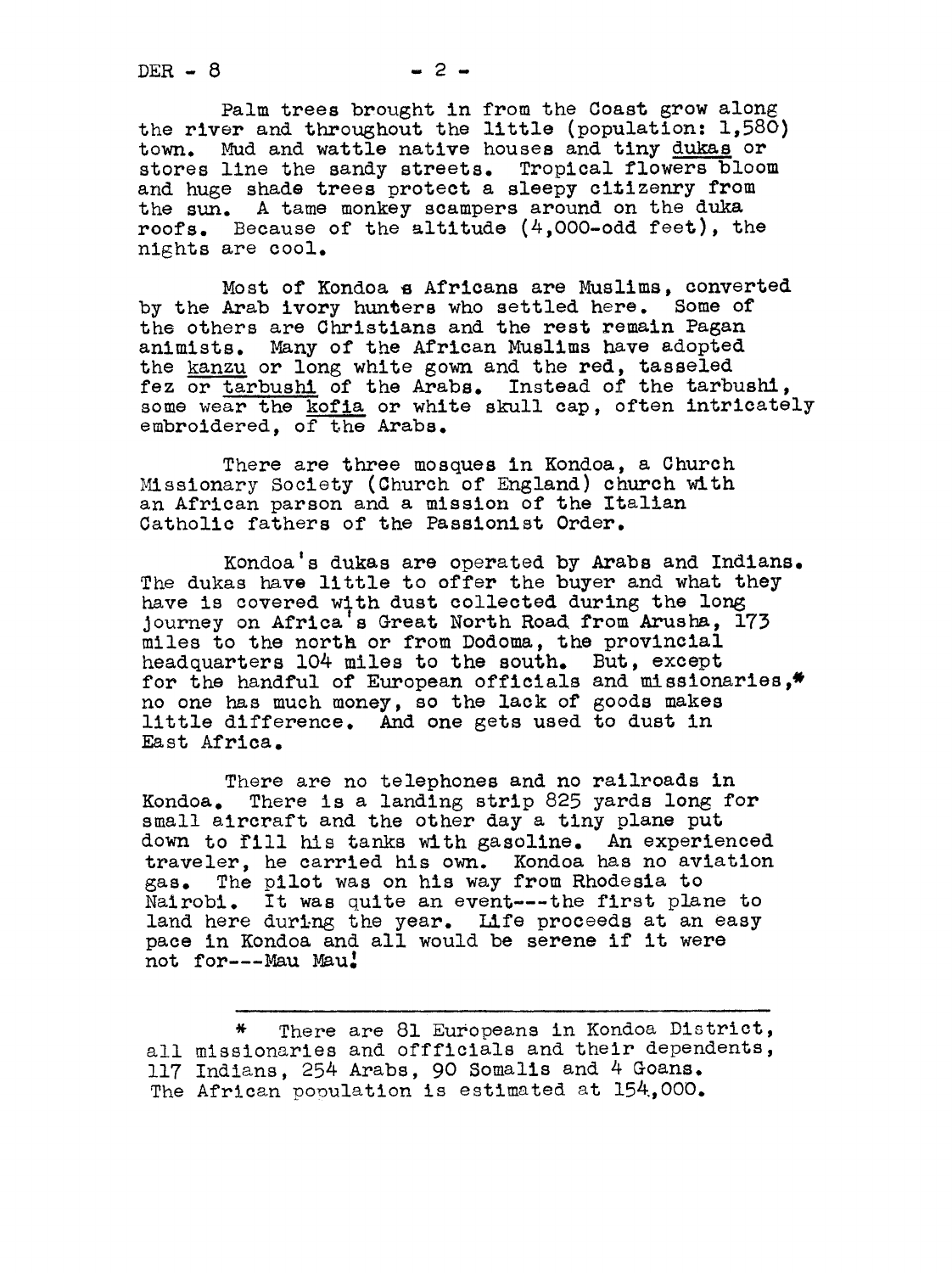Palm trees brought in from the Coast grow along the river and throughout the little (population: 1,580) town. Mud and wattle native houses and tiny <u>dukas</u> or stores line the sandy streets. Tropical flowers bloom and huge shade trees protect a sleepy citizenry from the sun. A tame monkey scampers around on the duka roofs. Because of the altitude (4,000-odd feet), the nights are cool.

Most of Kondoa s Africans are Muslims, converted by the Arab ivory hunters who settled here. Some of the others are Christians and the rest remain Pagan animists. Many of the African Muslims have adopted the <u>kanzu</u> or long white gown and the red, tasseled fez or <u>tarbushi</u> of the Arabs. Instead of the tarbushi, some wear the <u>kofia</u> or white skull cap, often intricately embroidered, of the Arabs.

There are three mosques in Kondoa, a Church Missionary Society (Church of England) church with an African parson and a mission of the Italian Catholic fathers of the Passionist Order.

Kondoa's dukas are operated by Arabs and Indians. The dukas have little to offer the buyer and what they have is covered with dust collected during the long journey on Africa's Great North Road from Arusha, 173 miles to the north or from Dodoma, the provincial headquarters 104 miles to the south. But, except for the handful of European officials and missionaries,* no one has much money, so the lack of goods makes little difference. And one gets used to dust in East Africa.

There are no telephones and no railroads in Kondoa. There is a landing strip 825 yards long for small aircraft and the other day a tiny plane put down to fill his tanks with gasoline. An experienced traveler, he carried his own. Kondoa has no aviation gas. The pilot was on his way from Rhodesia to Nairobi. It was quite an event---the first plane to land here during the year. Life proceeds at an easy pace in Kondoa and all would be serene if it were not for---Mau Mau!

---

\* There are 81 Europeans in Kondoa District, all missionaries and offficials and their dependents, 117 Indians, 254 Arabs, 90 Somalis and 4 Goans. The African population is estimated at 154,000.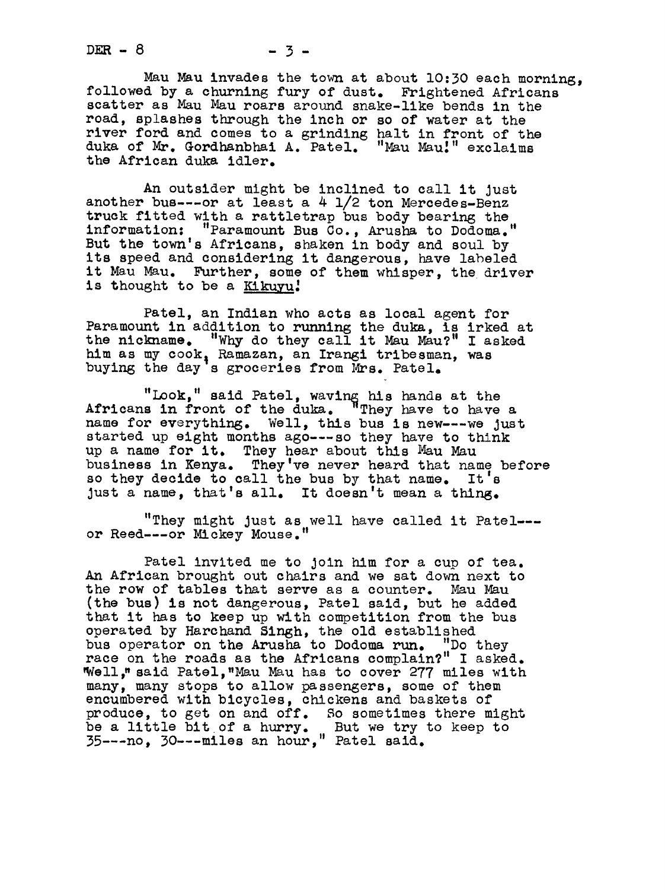Mau Mau invades the town at about 10:30 each morning, followed by a churning fury of dust. Frightened Africans scatter as Mau Mau roars around snake-like bends in the road, splashes through the inch or so of water at the river ford and comes to a grinding halt in front of the duka of Mr. Gordhanbhai A. Patel. "Mau Mau!" exclaims the African duka idler.

An outsider might be inclined to call it just another bus---or at least a 4 1/2 ton Mercedes-Benz truck fitted with a rattletrap bus body bearing the information: "Paramount Bus Co., Arusha to Dodoma." But the town's Africans, shaken in body and soul by its speed and considering it dangerous, have labeled it Mau Mau. Further, some of them whisper, the driver is thought to be a Kikuyu!

Patel, an Indian who acts as local agent for Paramount in addition to running the duka, is irked at the nickname. "Why do they call it Mau Mau?" I asked him as my cook, Ramazan, an Irangi tribesman, was buying the day's groceries from Mrs. Patel.

"Look," said Patel, waving his hands at the Africans in front of the duka. "They have to have a name for everything. Well, this bus is new---we just started up eight months ago---so they have to think up a name for it. They hear about this Mau Mau business in Kenya. They've never heard that name before so they decide to call the bus by that name. It's just a name, that's all. It doesn't mean a thing.

"They might just as well have called it Patel---or Reed---or Mickey Mouse."

Patel invited me to join him for a cup of tea. An African brought out chairs and we sat down next to the row of tables that serve as a counter. Mau Mau (the bus) is not dangerous, Patel said, but he added that it has to keep up with competition from the bus operated by Harchand Singh, the old established bus operator on the Arusha to Dodoma run. "Do they race on the roads as the Africans complain?" I asked. "Well," said Patel, "Mau Mau has to cover 277 miles with many, many stops to allow passengers, some of them encumbered with bicycles, chickens and baskets of produce, to get on and off. So sometimes there might be a little bit of a hurry. But we try to keep to 35---no, 30---miles an hour," Patel said.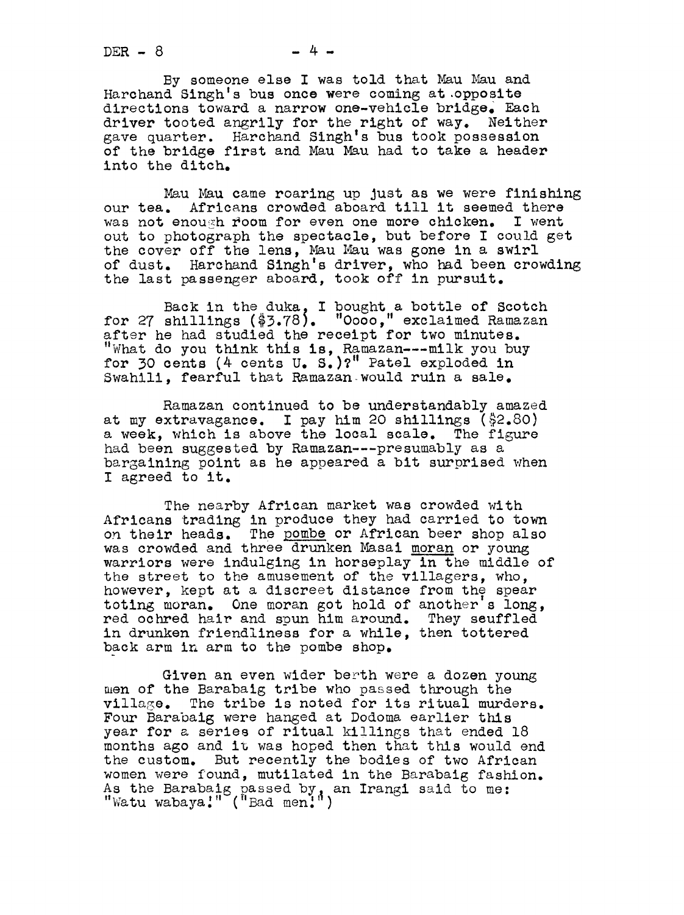By someone else I was told that Mau Mau and Harchand Singh's bus once were coming at opposite directions toward a narrow one-vehicle bridge. Each driver tooted angrily for the right of way. Neither gave quarter. Harchand Singh's bus took possession of the bridge first and Mau Mau had to take a header into the ditch.

Mau Mau came roaring up just as we were finishing our tea. Africans crowded aboard till it seemed there was not enough room for even one more chicken. I went out to photograph the spectacle, but before I could get the cover off the lens, Mau Mau was gone in a swirl of dust. Harchand Singh's driver, who had been crowding the last passenger aboard, took off in pursuit.

Back in the duka, I bought a bottle of Scotch for 27 shillings ($3.78). "Oooo," exclaimed Ramazan after he had studied the receipt for two minutes. "What do you think this is, Ramazan---milk you buy for 30 cents (4 cents U. S.)?" Patel exploded in Swahili, fearful that Ramazan would ruin a sale.

Ramazan continued to be understandably amazed at my extravagance. I pay him 20 shillings ($2.80) a week, which is above the local scale. The figure had been suggested by Ramazan---presumably as a bargaining point as he appeared a bit surprised when I agreed to it.

The nearby African market was crowded with Africans trading in produce they had carried to town on their heads. The _pombe_ or African beer shop also was crowded and three drunken Masai _moran_ or young warriors were indulging in horseplay in the middle of the street to the amusement of the villagers, who, however, kept at a discreet distance from the spear toting moran. One moran got hold of another's long, red ochred hair and spun him around. They scuffled in drunken friendliness for a while, then tottered back arm in arm to the pombe shop.

Given an even wider berth were a dozen young men of the Barabaig tribe who passed through the village. The tribe is noted for its ritual murders. Four Barabaig were hanged at Dodoma earlier this year for a series of ritual killings that ended 18 months ago and it was hoped then that this would end the custom. But recently the bodies of two African women were found, mutilated in the Barabaig fashion. As the Barabaig passed by, an Irangi said to me: "Watu wabaya!" ("Bad men!")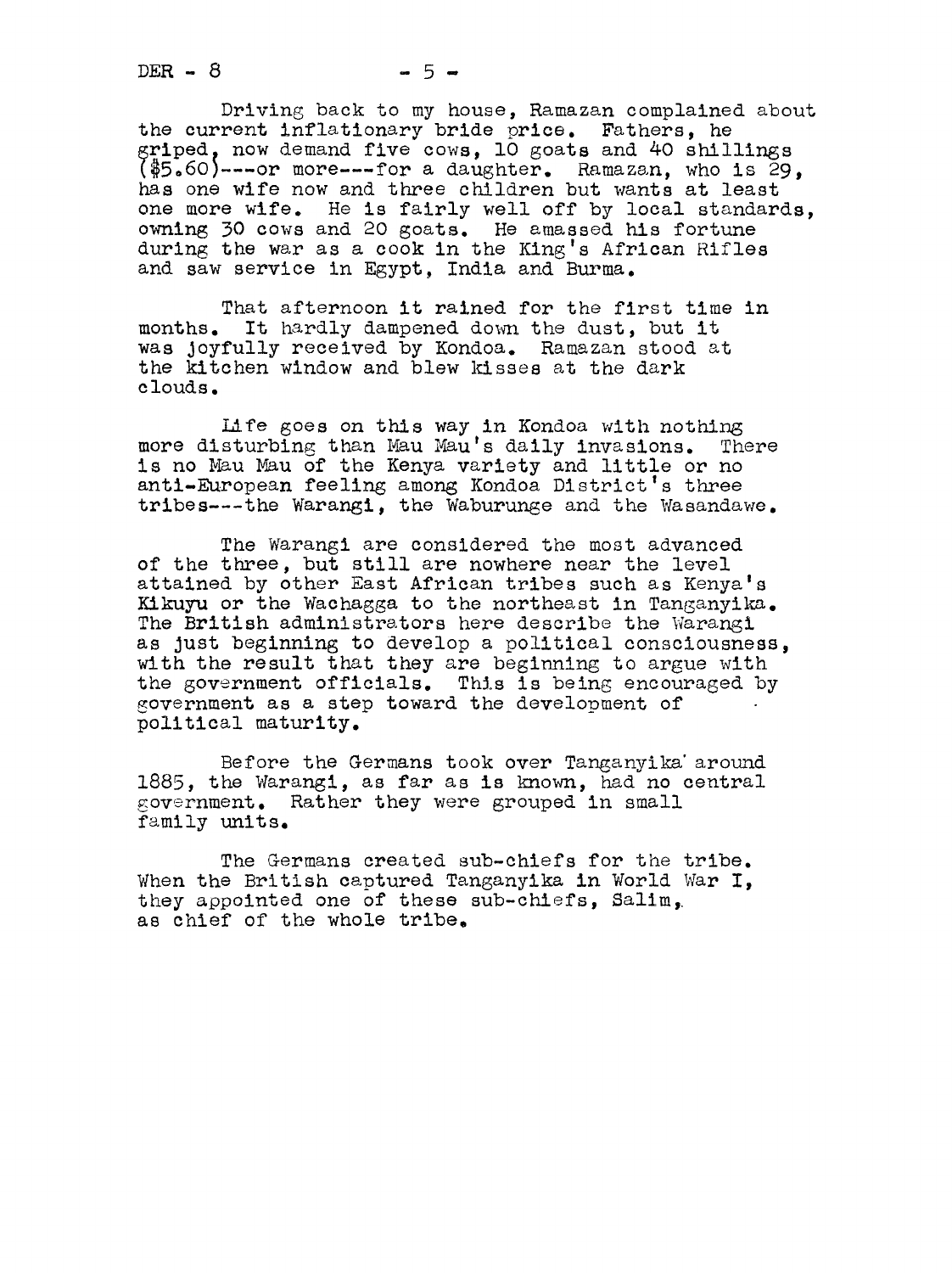Driving back to my house, Ramazan complained about the current inflationary bride price. Fathers, he griped, now demand five cows, 10 goats and 40 shillings ($5.60)---or more---for a daughter. Ramazan, who is 29, has one wife now and three children but wants at least one more wife. He is fairly well off by local standards, owning 30 cows and 20 goats. He amassed his fortune during the war as a cook in the King's African Rifles and saw service in Egypt, India and Burma.

That afternoon it rained for the first time in months. It hardly dampened down the dust, but it was joyfully received by Kondoa. Ramazan stood at the kitchen window and blew kisses at the dark clouds.

Life goes on this way in Kondoa with nothing more disturbing than Mau Mau's daily invasions. There is no Mau Mau of the Kenya variety and little or no anti-European feeling among Kondoa District's three tribes---the Warangi, the Waburunge and the Wasandawe.

The Warangi are considered the most advanced of the three, but still are nowhere near the level attained by other East African tribes such as Kenya's Kikuyu or the Wachagga to the northeast in Tanganyika. The British administrators here describe the Warangi as just beginning to develop a political consciousness, with the result that they are beginning to argue with the government officials. This is being encouraged by government as a step toward the development of political maturity.

Before the Germans took over Tanganyika around 1885, the Warangi, as far as is known, had no central government. Rather they were grouped in small family units.

The Germans created sub-chiefs for the tribe. When the British captured Tanganyika in World War I, they appointed one of these sub-chiefs, Salim, as chief of the whole tribe.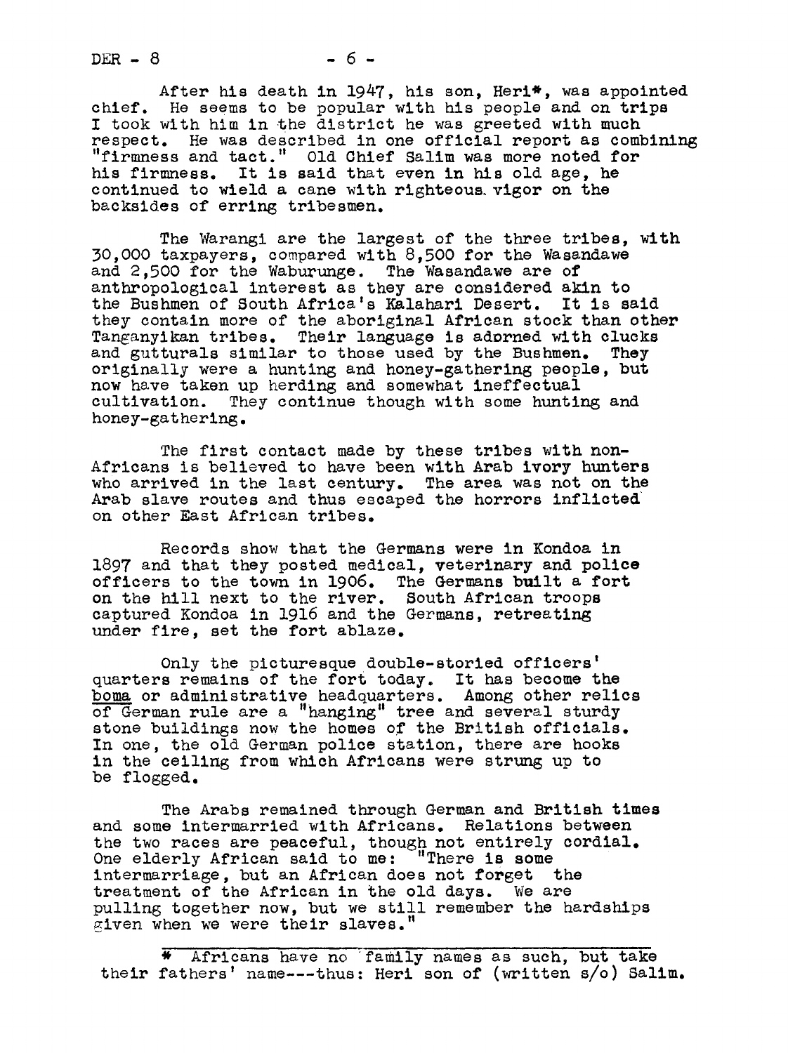After his death in 1947, his son, Heri*, was appointed chief. He seems to be popular with his people and on trips I took with him in the district he was greeted with much respect. He was described in one official report as combining "firmness and tact." Old Chief Salim was more noted for his firmness. It is said that even in his old age, he continued to wield a cane with righteous vigor on the backsides of erring tribesmen.

The Warangi are the largest of the three tribes, with 30,000 taxpayers, compared with 8,500 for the Wasandawe and 2,500 for the Waburunge. The Wasandawe are of anthropological interest as they are considered akin to the Bushmen of South Africa's Kalahari Desert. It is said they contain more of the aboriginal African stock than other Tanganyikan tribes. Their language is adorned with clucks and gutturals similar to those used by the Bushmen. They originally were a hunting and honey-gathering people, but now have taken up herding and somewhat ineffectual cultivation. They continue though with some hunting and honey-gathering.

The first contact made by these tribes with non-Africans is believed to have been with Arab ivory hunters who arrived in the last century. The area was not on the Arab slave routes and thus escaped the horrors inflicted on other East African tribes.

Records show that the Germans were in Kondoa in 1897 and that they posted medical, veterinary and police officers to the town in 1906. The Germans built a fort on the hill next to the river. South African troops captured Kondoa in 1916 and the Germans, retreating under fire, set the fort ablaze.

Only the picturesque double-storied officers' quarters remains of the fort today. It has become the <u>boma</u> or administrative headquarters. Among other relics of German rule are a "hanging" tree and several sturdy stone buildings now the homes of the British officials. In one, the old German police station, there are hooks in the ceiling from which Africans were strung up to be flogged.

The Arabs remained through German and British times and some intermarried with Africans. Relations between the two races are peaceful, though not entirely cordial. One elderly African said to me: "There is some intermarriage, but an African does not forget the treatment of the African in the old days. We are pulling together now, but we still remember the hardships given when we were their slaves."

---

* Africans have no family names as such, but take their fathers' name---thus: Heri son of (written s/o) Salim.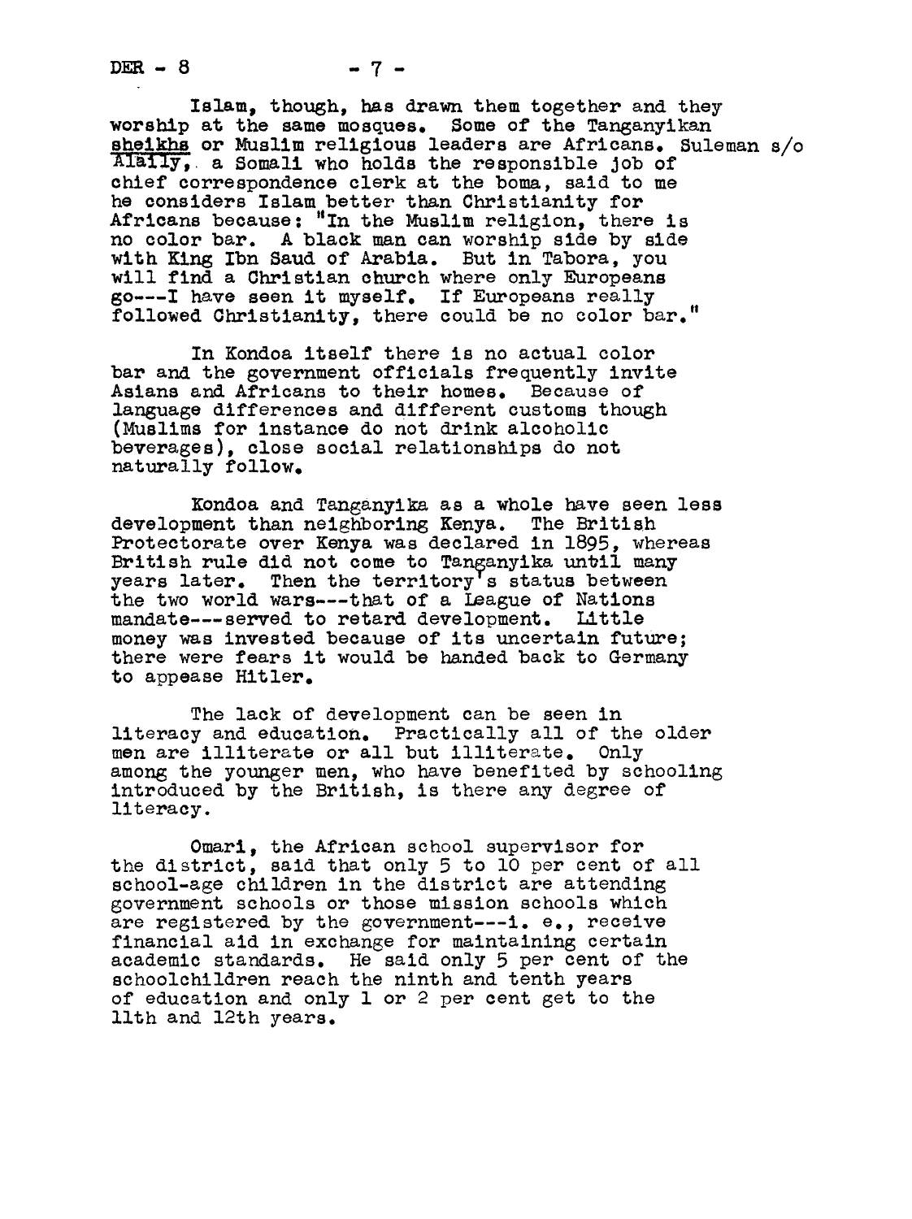Islam, though, has drawn them together and they worship at the same mosques. Some of the Tanganyikan sheikhs or Muslim religious leaders are Africans. Suleman s/o Alally, a Somali who holds the responsible job of chief correspondence clerk at the boma, said to me he considers Islam better than Christianity for Africans because: "In the Muslim religion, there is no color bar. A black man can worship side by side with King Ibn Saud of Arabia. But in Tabora, you will find a Christian church where only Europeans go---I have seen it myself. If Europeans really followed Christianity, there could be no color bar."

In Kondoa itself there is no actual color bar and the government officials frequently invite Asians and Africans to their homes. Because of language differences and different customs though (Muslims for instance do not drink alcoholic beverages), close social relationships do not naturally follow.

Kondoa and Tanganyika as a whole have seen less development than neighboring Kenya. The British Protectorate over Kenya was declared in 1895, whereas British rule did not come to Tanganyika until many years later. Then the territory's status between the two world wars---that of a League of Nations mandate---served to retard development. Little money was invested because of its uncertain future; there were fears it would be handed back to Germany to appease Hitler.

The lack of development can be seen in literacy and education. Practically all of the older men are illiterate or all but illiterate. Only among the younger men, who have benefited by schooling introduced by the British, is there any degree of literacy.

Omari, the African school supervisor for the district, said that only 5 to 10 per cent of all school-age children in the district are attending government schools or those mission schools which are registered by the government---i. e., receive financial aid in exchange for maintaining certain academic standards. He said only 5 per cent of the schoolchildren reach the ninth and tenth years of education and only 1 or 2 per cent get to the 11th and 12th years.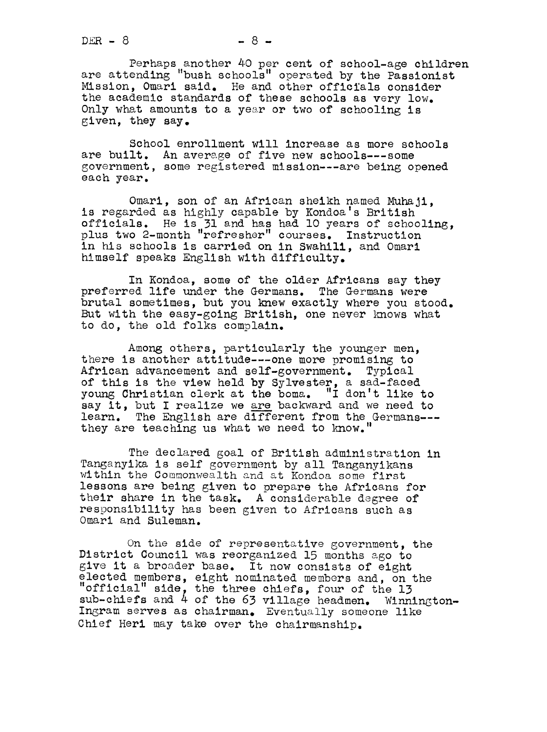Perhaps another 40 per cent of school-age children are attending "bush schools" operated by the Passionist Mission, Omari said. He and other officials consider the academic standards of these schools as very low. Only what amounts to a year or two of schooling is given, they say.

School enrollment will increase as more schools are built. An average of five new schools---some government, some registered mission---are being opened each year.

Omari, son of an African sheikh named Muhaji, is regarded as highly capable by Kondoa's British officials. He is 31 and has had 10 years of schooling, plus two 2-month "refresher" courses. Instruction in his schools is carried on in Swahili, and Omari himself speaks English with difficulty.

In Kondoa, some of the older Africans say they preferred life under the Germans. The Germans were brutal sometimes, but you knew exactly where you stood. But with the easy-going British, one never knows what to do, the old folks complain.

Among others, particularly the younger men, there is another attitude---one more promising to African advancement and self-government. Typical of this is the view held by Sylvester, a sad-faced young Christian clerk at the boma. "I don't like to say it, but I realize we <u>are</u> backward and we need to learn. The English are different from the Germans---they are teaching us what we need to know."

The declared goal of British administration in Tanganyika is self government by all Tanganyikans within the Commonwealth and at Kondoa some first lessons are being given to prepare the Africans for their share in the task. A considerable degree of responsibility has been given to Africans such as Omari and Suleman.

On the side of representative government, the District Council was reorganized 15 months ago to give it a broader base. It now consists of eight elected members, eight nominated members and, on the "official" side, the three chiefs, four of the 13 sub-chiefs and 4 of the 63 village headmen. Winnington-Ingram serves as chairman. Eventually someone like Chief Heri may take over the chairmanship.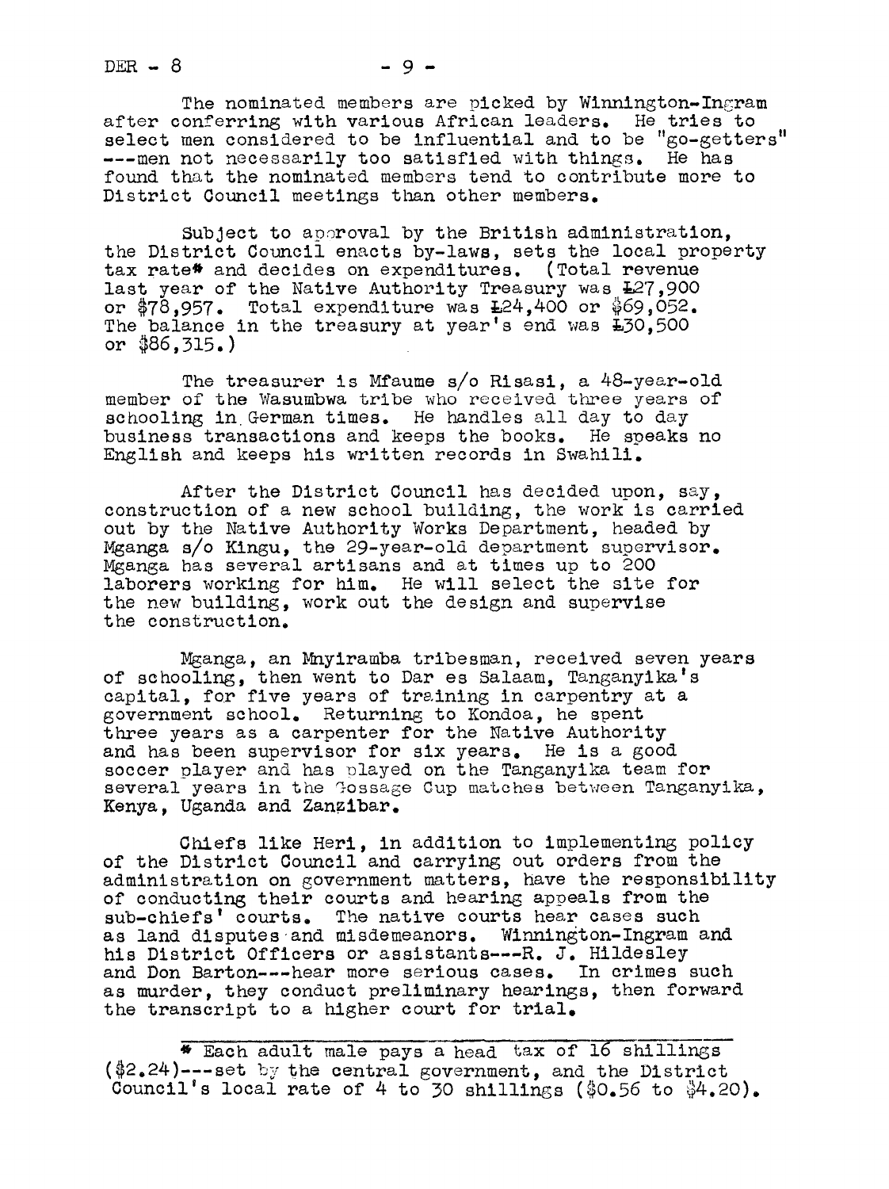The nominated members are picked by Winnington-Ingram after conferring with various African leaders. He tries to select men considered to be influential and to be "go-getters" ---men not necessarily too satisfied with things. He has found that the nominated members tend to contribute more to District Council meetings than other members.

Subject to approval by the British administration, the District Council enacts by-laws, sets the local property tax rate* and decides on expenditures. (Total revenue last year of the Native Authority Treasury was £27,900 or $78,957. Total expenditure was £24,400 or $69,052. The balance in the treasury at year's end was £30,500 or $86,315.)

The treasurer is Mfaume s/o Risasi, a 48-year-old member of the Wasumbwa tribe who received three years of schooling in German times. He handles all day to day business transactions and keeps the books. He speaks no English and keeps his written records in Swahili.

After the District Council has decided upon, say, construction of a new school building, the work is carried out by the Native Authority Works Department, headed by Mganga s/o Kingu, the 29-year-old department supervisor. Mganga has several artisans and at times up to 200 laborers working for him. He will select the site for the new building, work out the design and supervise the construction.

Mganga, an Mnyiramba tribesman, received seven years of schooling, then went to Dar es Salaam, Tanganyika's capital, for five years of training in carpentry at a government school. Returning to Kondoa, he spent three years as a carpenter for the Native Authority and has been supervisor for six years. He is a good soccer player and has played on the Tanganyika team for several years in the Gossage Cup matches between Tanganyika, Kenya, Uganda and Zanzibar.

Chiefs like Heri, in addition to implementing policy of the District Council and carrying out orders from the administration on government matters, have the responsibility of conducting their courts and hearing appeals from the sub-chiefs' courts. The native courts hear cases such as land disputes and misdemeanors. Winnington-Ingram and his District Officers or assistants---R. J. Hildesley and Don Barton---hear more serious cases. In crimes such as murder, they conduct preliminary hearings, then forward the transcript to a higher court for trial.

---

* Each adult male pays a head tax of 16 shillings ($2.24)---set by the central government, and the District Council's local rate of 4 to 30 shillings ($0.56 to $4.20).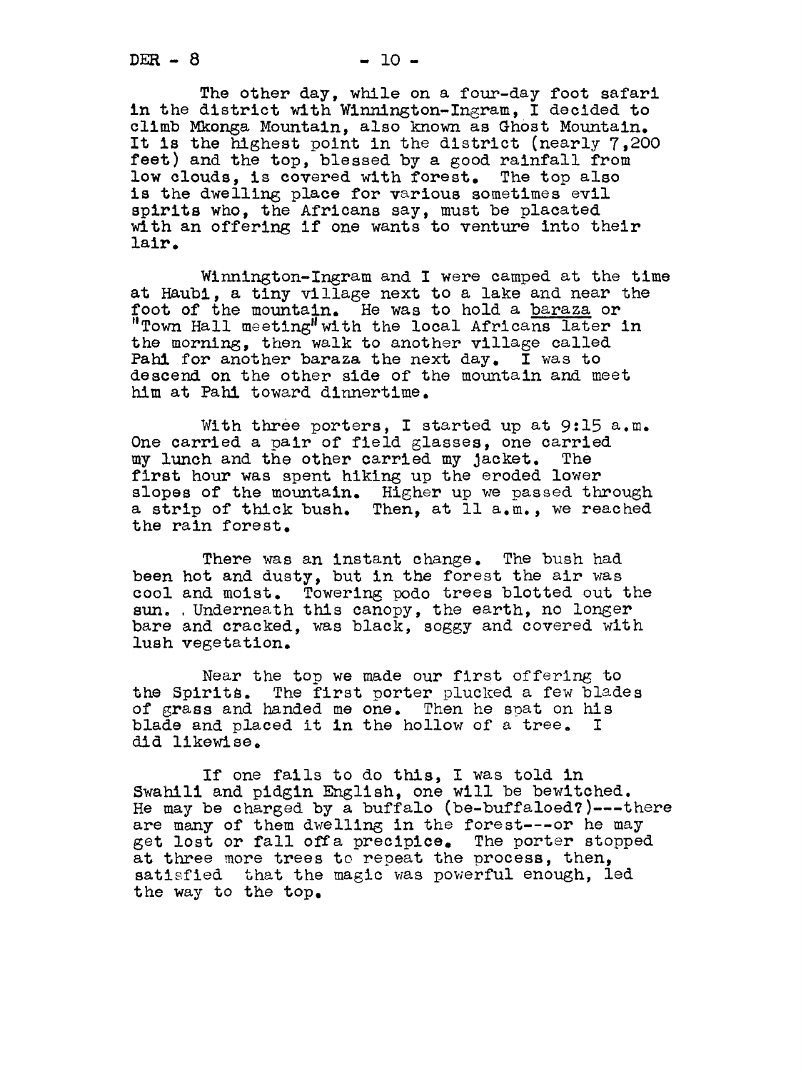The other day, while on a four-day foot safari in the district with Winnington-Ingram, I decided to climb Mkonga Mountain, also known as Ghost Mountain. It is the highest point in the district (nearly 7,200 feet) and the top, blessed by a good rainfall from low clouds, is covered with forest. The top also is the dwelling place for various sometimes evil spirits who, the Africans say, must be placated with an offering if one wants to venture into their lair.

Winnington-Ingram and I were camped at the time at Haubi, a tiny village next to a lake and near the foot of the mountain. He was to hold a baraza or "Town Hall meeting" with the local Africans later in the morning, then walk to another village called Pahi for another baraza the next day. I was to descend on the other side of the mountain and meet him at Pahi toward dinnertime.

With three porters, I started up at 9:15 a.m. One carried a pair of field glasses, one carried my lunch and the other carried my jacket. The first hour was spent hiking up the eroded lower slopes of the mountain. Higher up we passed through a strip of thick bush. Then, at 11 a.m., we reached the rain forest.

There was an instant change. The bush had been hot and dusty, but in the forest the air was cool and moist. Towering podo trees blotted out the sun. Underneath this canopy, the earth, no longer bare and cracked, was black, soggy and covered with lush vegetation.

Near the top we made our first offering to the Spirits. The first porter plucked a few blades of grass and handed me one. Then he spat on his blade and placed it in the hollow of a tree. I did likewise.

If one fails to do this, I was told in Swahili and pidgin English, one will be bewitched. He may be charged by a buffalo (be-buffaloed?)---there are many of them dwelling in the forest---or he may get lost or fall off a precipice. The porter stopped at three more trees to repeat the process, then, satisfied that the magic was powerful enough, led the way to the top.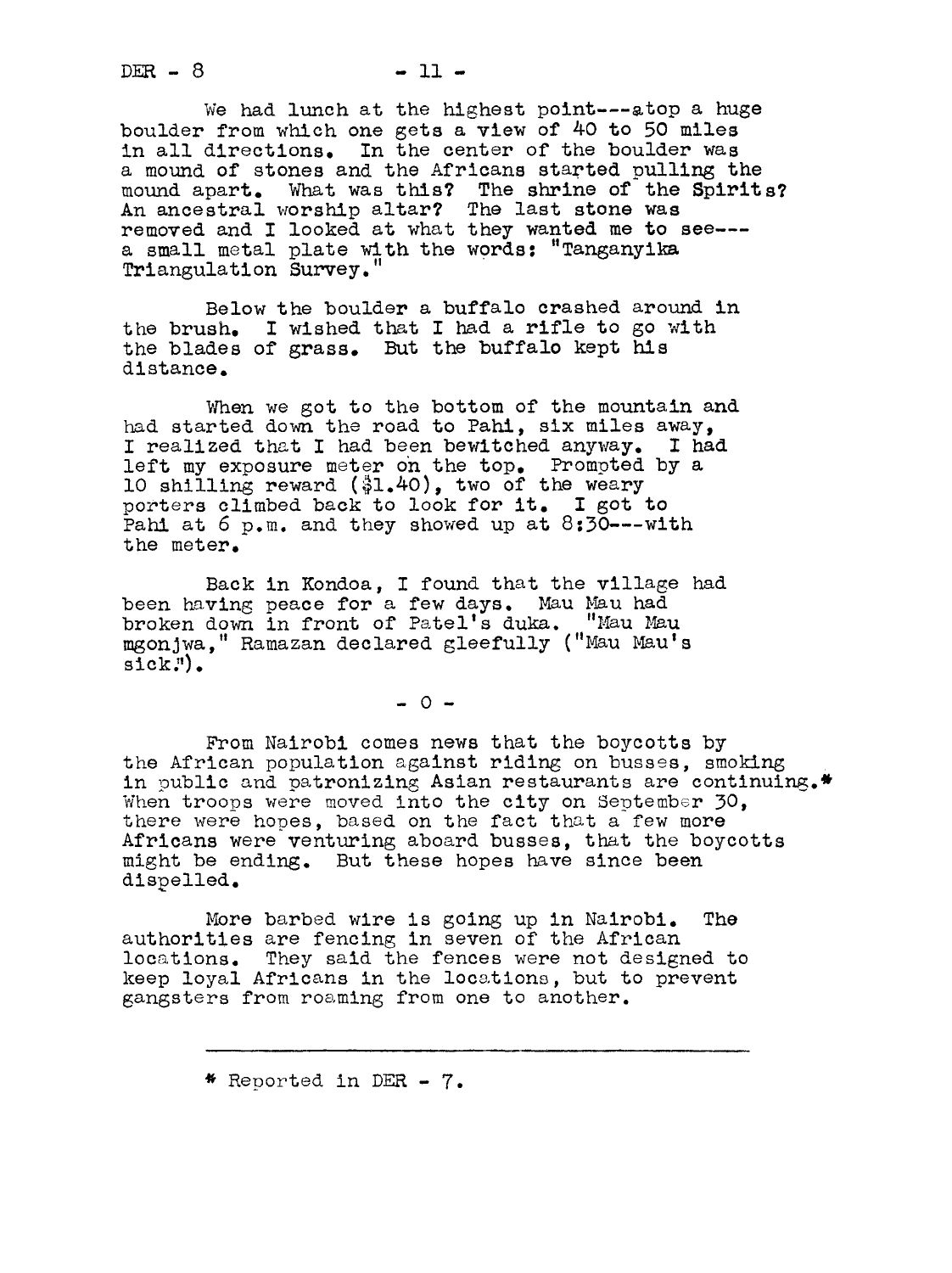We had lunch at the highest point---atop a huge boulder from which one gets a view of 40 to 50 miles in all directions. In the center of the boulder was a mound of stones and the Africans started pulling the mound apart. What was this? The shrine of the Spirits? An ancestral worship altar? The last stone was removed and I looked at what they wanted me to see--- a small metal plate with the words: "Tanganyika Triangulation Survey."

Below the boulder a buffalo crashed around in the brush. I wished that I had a rifle to go with the blades of grass. But the buffalo kept his distance.

When we got to the bottom of the mountain and had started down the road to Pahi, six miles away, I realized that I had been bewitched anyway. I had left my exposure meter on the top. Prompted by a 10 shilling reward ($1.40), two of the weary porters climbed back to look for it. I got to Pahi at 6 p.m. and they showed up at 8:30---with the meter.

Back in Kondoa, I found that the village had been having peace for a few days. Mau Mau had broken down in front of Patel's duka. "Mau Mau mgonjwa," Ramazan declared gleefully ("Mau Mau's sick.").

- 0 -

From Nairobi comes news that the boycotts by the African population against riding on busses, smoking in public and patronizing Asian restaurants are continuing.* When troops were moved into the city on September 30, there were hopes, based on the fact that a few more Africans were venturing aboard busses, that the boycotts might be ending. But these hopes have since been dispelled.

More barbed wire is going up in Nairobi. The authorities are fencing in seven of the African locations. They said the fences were not designed to keep loyal Africans in the locations, but to prevent gangsters from roaming from one to another.

---

* Reported in DER - 7.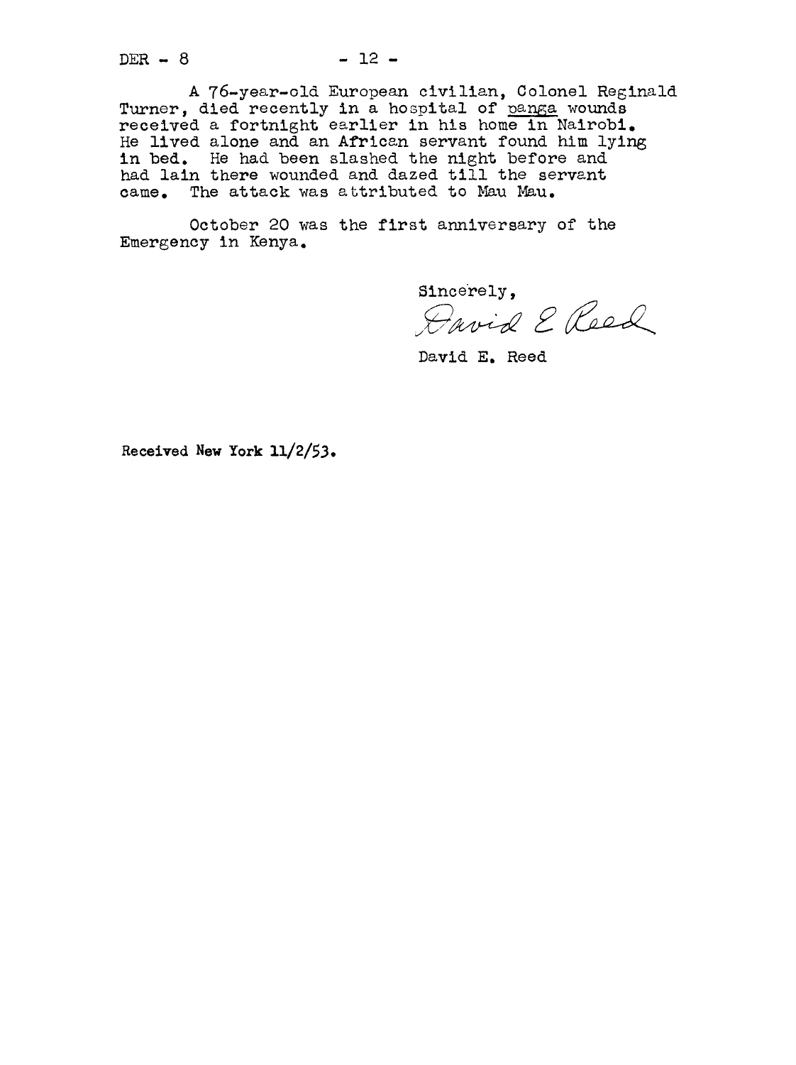A 76-year-old European civilian, Colonel Reginald Turner, died recently in a hospital of _panga_ wounds received a fortnight earlier in his home in Nairobi. He lived alone and an African servant found him lying in bed. He had been slashed the night before and had lain there wounded and dazed till the servant came. The attack was attributed to Mau Mau.

October 20 was the first anniversary of the Emergency in Kenya.

Sincerely,

David E Reed

David E. Reed

Received New York 11/2/53.